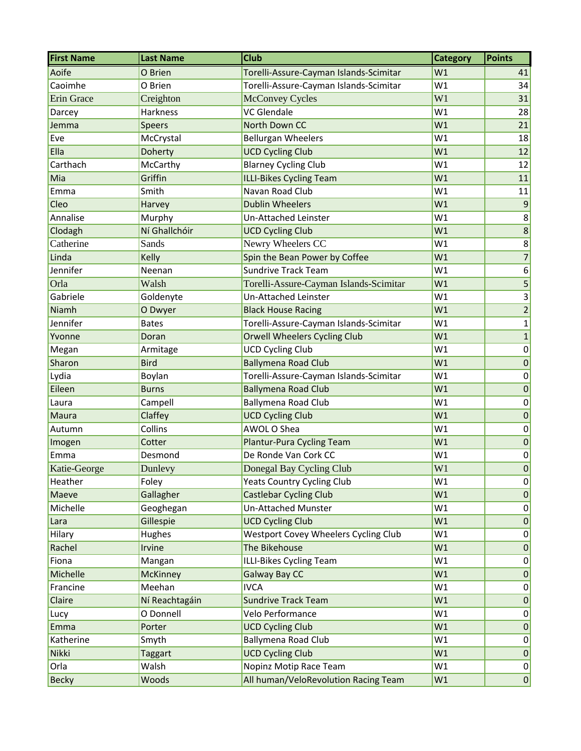| First Name | Last Name | Club | Category | Points |
|---|---|---|---|---|
| Aoife | O Brien | Torelli-Assure-Cayman Islands-Scimitar | W1 | 41 |
| Caoimhe | O Brien | Torelli-Assure-Cayman Islands-Scimitar | W1 | 34 |
| Erin Grace | Creighton | McConvey Cycles | W1 | 31 |
| Darcey | Harkness | VC Glendale | W1 | 28 |
| Jemma | Speers | North Down CC | W1 | 21 |
| Eve | McCrystal | Bellurgan Wheelers | W1 | 18 |
| Ella | Doherty | UCD Cycling Club | W1 | 12 |
| Carthach | McCarthy | Blarney Cycling Club | W1 | 12 |
| Mia | Griffin | ILLI-Bikes Cycling Team | W1 | 11 |
| Emma | Smith | Navan Road Club | W1 | 11 |
| Cleo | Harvey | Dublin Wheelers | W1 | 9 |
| Annalise | Murphy | Un-Attached Leinster | W1 | 8 |
| Clodagh | Ní Ghallchóir | UCD Cycling Club | W1 | 8 |
| Catherine | Sands | Newry Wheelers CC | W1 | 8 |
| Linda | Kelly | Spin the Bean Power by Coffee | W1 | 7 |
| Jennifer | Neenan | Sundrive Track Team | W1 | 6 |
| Orla | Walsh | Torelli-Assure-Cayman Islands-Scimitar | W1 | 5 |
| Gabriele | Goldenyte | Un-Attached Leinster | W1 | 3 |
| Niamh | O Dwyer | Black House Racing | W1 | 2 |
| Jennifer | Bates | Torelli-Assure-Cayman Islands-Scimitar | W1 | 1 |
| Yvonne | Doran | Orwell Wheelers Cycling Club | W1 | 1 |
| Megan | Armitage | UCD Cycling Club | W1 | 0 |
| Sharon | Bird | Ballymena Road Club | W1 | 0 |
| Lydia | Boylan | Torelli-Assure-Cayman Islands-Scimitar | W1 | 0 |
| Eileen | Burns | Ballymena Road Club | W1 | 0 |
| Laura | Campell | Ballymena Road Club | W1 | 0 |
| Maura | Claffey | UCD Cycling Club | W1 | 0 |
| Autumn | Collins | AWOL O Shea | W1 | 0 |
| Imogen | Cotter | Plantur-Pura Cycling Team | W1 | 0 |
| Emma | Desmond | De Ronde Van Cork CC | W1 | 0 |
| Katie-George | Dunlevy | Donegal Bay Cycling Club | W1 | 0 |
| Heather | Foley | Yeats Country Cycling Club | W1 | 0 |
| Maeve | Gallagher | Castlebar Cycling Club | W1 | 0 |
| Michelle | Geoghegan | Un-Attached Munster | W1 | 0 |
| Lara | Gillespie | UCD Cycling Club | W1 | 0 |
| Hilary | Hughes | Westport Covey Wheelers Cycling Club | W1 | 0 |
| Rachel | Irvine | The Bikehouse | W1 | 0 |
| Fiona | Mangan | ILLI-Bikes Cycling Team | W1 | 0 |
| Michelle | McKinney | Galway Bay CC | W1 | 0 |
| Francine | Meehan | IVCA | W1 | 0 |
| Claire | Ní Reachtagáin | Sundrive Track Team | W1 | 0 |
| Lucy | O Donnell | Velo Performance | W1 | 0 |
| Emma | Porter | UCD Cycling Club | W1 | 0 |
| Katherine | Smyth | Ballymena Road Club | W1 | 0 |
| Nikki | Taggart | UCD Cycling Club | W1 | 0 |
| Orla | Walsh | Nopinz Motip Race Team | W1 | 0 |
| Becky | Woods | All human/VeloRevolution Racing Team | W1 | 0 |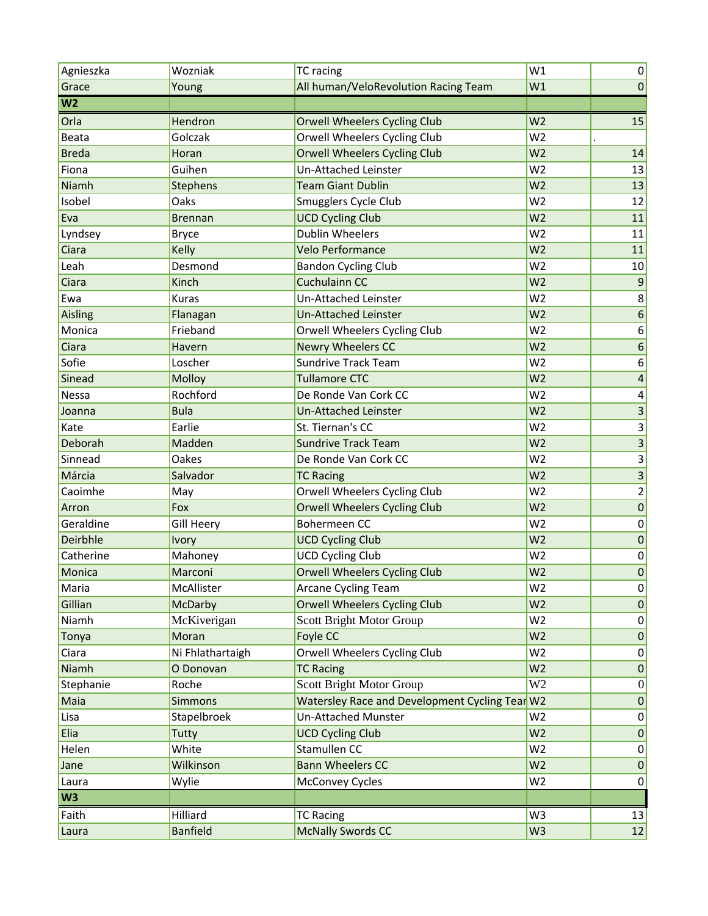| | | | | |
|---|---|---|---|---|
| Agnieszka | Wozniak | TC racing | W1 | 0 |
| Grace | Young | All human/VeloRevolution Racing Team | W1 | 0 |
| **W2** | | | | |
| Orla | Hendron | Orwell Wheelers Cycling Club | W2 | 15 |
| Beata | Golczak | Orwell Wheelers Cycling Club | W2 | . |
| Breda | Horan | Orwell Wheelers Cycling Club | W2 | 14 |
| Fiona | Guihen | Un-Attached Leinster | W2 | 13 |
| Niamh | Stephens | Team Giant Dublin | W2 | 13 |
| Isobel | Oaks | Smugglers Cycle Club | W2 | 12 |
| Eva | Brennan | UCD Cycling Club | W2 | 11 |
| Lyndsey | Bryce | Dublin Wheelers | W2 | 11 |
| Ciara | Kelly | Velo Performance | W2 | 11 |
| Leah | Desmond | Bandon Cycling Club | W2 | 10 |
| Ciara | Kinch | Cuchulainn CC | W2 | 9 |
| Ewa | Kuras | Un-Attached Leinster | W2 | 8 |
| Aisling | Flanagan | Un-Attached Leinster | W2 | 6 |
| Monica | Frieband | Orwell Wheelers Cycling Club | W2 | 6 |
| Ciara | Havern | Newry Wheelers CC | W2 | 6 |
| Sofie | Loscher | Sundrive Track Team | W2 | 6 |
| Sinead | Molloy | Tullamore CTC | W2 | 4 |
| Nessa | Rochford | De Ronde Van Cork CC | W2 | 4 |
| Joanna | Bula | Un-Attached Leinster | W2 | 3 |
| Kate | Earlie | St. Tiernan's CC | W2 | 3 |
| Deborah | Madden | Sundrive Track Team | W2 | 3 |
| Sinnead | Oakes | De Ronde Van Cork CC | W2 | 3 |
| Márcia | Salvador | TC Racing | W2 | 3 |
| Caoimhe | May | Orwell Wheelers Cycling Club | W2 | 2 |
| Arron | Fox | Orwell Wheelers Cycling Club | W2 | 0 |
| Geraldine | Gill Heery | Bohermeen CC | W2 | 0 |
| Deirbhle | Ivory | UCD Cycling Club | W2 | 0 |
| Catherine | Mahoney | UCD Cycling Club | W2 | 0 |
| Monica | Marconi | Orwell Wheelers Cycling Club | W2 | 0 |
| Maria | McAllister | Arcane Cycling Team | W2 | 0 |
| Gillian | McDarby | Orwell Wheelers Cycling Club | W2 | 0 |
| Niamh | McKiverigan | Scott Bright Motor Group | W2 | 0 |
| Tonya | Moran | Foyle CC | W2 | 0 |
| Ciara | Ni Fhlathartaigh | Orwell Wheelers Cycling Club | W2 | 0 |
| Niamh | O Donovan | TC Racing | W2 | 0 |
| Stephanie | Roche | Scott Bright Motor Group | W2 | 0 |
| Maia | Simmons | Watersley Race and Development Cycling Tear | W2 | 0 |
| Lisa | Stapelbroek | Un-Attached Munster | W2 | 0 |
| Elia | Tutty | UCD Cycling Club | W2 | 0 |
| Helen | White | Stamullen CC | W2 | 0 |
| Jane | Wilkinson | Bann Wheelers CC | W2 | 0 |
| Laura | Wylie | McConvey Cycles | W2 | 0 |
| **W3** | | | | |
| Faith | Hilliard | TC Racing | W3 | 13 |
| Laura | Banfield | McNally Swords CC | W3 | 12 |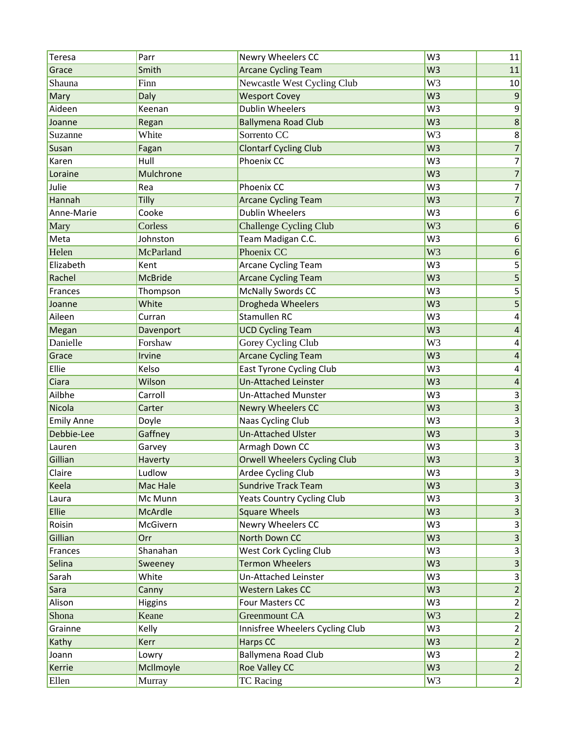| Teresa | Parr | Newry Wheelers CC | W3 | 11 |
|---|---|---|---|---|
| Grace | Smith | Arcane Cycling Team | W3 | 11 |
| Shauna | Finn | Newcastle West Cycling Club | W3 | 10 |
| Mary | Daly | Wesport Covey | W3 | 9 |
| Aideen | Keenan | Dublin Wheelers | W3 | 9 |
| Joanne | Regan | Ballymena Road Club | W3 | 8 |
| Suzanne | White | Sorrento CC | W3 | 8 |
| Susan | Fagan | Clontarf Cycling Club | W3 | 7 |
| Karen | Hull | Phoenix CC | W3 | 7 |
| Loraine | Mulchrone | | W3 | 7 |
| Julie | Rea | Phoenix CC | W3 | 7 |
| Hannah | Tilly | Arcane Cycling Team | W3 | 7 |
| Anne-Marie | Cooke | Dublin Wheelers | W3 | 6 |
| Mary | Corless | Challenge Cycling Club | W3 | 6 |
| Meta | Johnston | Team Madigan C.C. | W3 | 6 |
| Helen | McParland | Phoenix CC | W3 | 6 |
| Elizabeth | Kent | Arcane Cycling Team | W3 | 5 |
| Rachel | McBride | Arcane Cycling Team | W3 | 5 |
| Frances | Thompson | McNally Swords CC | W3 | 5 |
| Joanne | White | Drogheda Wheelers | W3 | 5 |
| Aileen | Curran | Stamullen RC | W3 | 4 |
| Megan | Davenport | UCD Cycling Team | W3 | 4 |
| Danielle | Forshaw | Gorey Cycling Club | W3 | 4 |
| Grace | Irvine | Arcane Cycling Team | W3 | 4 |
| Ellie | Kelso | East Tyrone Cycling Club | W3 | 4 |
| Ciara | Wilson | Un-Attached Leinster | W3 | 4 |
| Ailbhe | Carroll | Un-Attached Munster | W3 | 3 |
| Nicola | Carter | Newry Wheelers CC | W3 | 3 |
| Emily Anne | Doyle | Naas Cycling Club | W3 | 3 |
| Debbie-Lee | Gaffney | Un-Attached Ulster | W3 | 3 |
| Lauren | Garvey | Armagh Down CC | W3 | 3 |
| Gillian | Haverty | Orwell Wheelers Cycling Club | W3 | 3 |
| Claire | Ludlow | Ardee Cycling Club | W3 | 3 |
| Keela | Mac Hale | Sundrive Track Team | W3 | 3 |
| Laura | Mc Munn | Yeats Country Cycling Club | W3 | 3 |
| Ellie | McArdle | Square Wheels | W3 | 3 |
| Roisin | McGivern | Newry Wheelers CC | W3 | 3 |
| Gillian | Orr | North Down CC | W3 | 3 |
| Frances | Shanahan | West Cork Cycling Club | W3 | 3 |
| Selina | Sweeney | Termon Wheelers | W3 | 3 |
| Sarah | White | Un-Attached Leinster | W3 | 3 |
| Sara | Canny | Western Lakes CC | W3 | 2 |
| Alison | Higgins | Four Masters CC | W3 | 2 |
| Shona | Keane | Greenmount CA | W3 | 2 |
| Grainne | Kelly | Innisfree Wheelers Cycling Club | W3 | 2 |
| Kathy | Kerr | Harps CC | W3 | 2 |
| Joann | Lowry | Ballymena Road Club | W3 | 2 |
| Kerrie | McIlmoyle | Roe Valley CC | W3 | 2 |
| Ellen | Murray | TC Racing | W3 | 2 |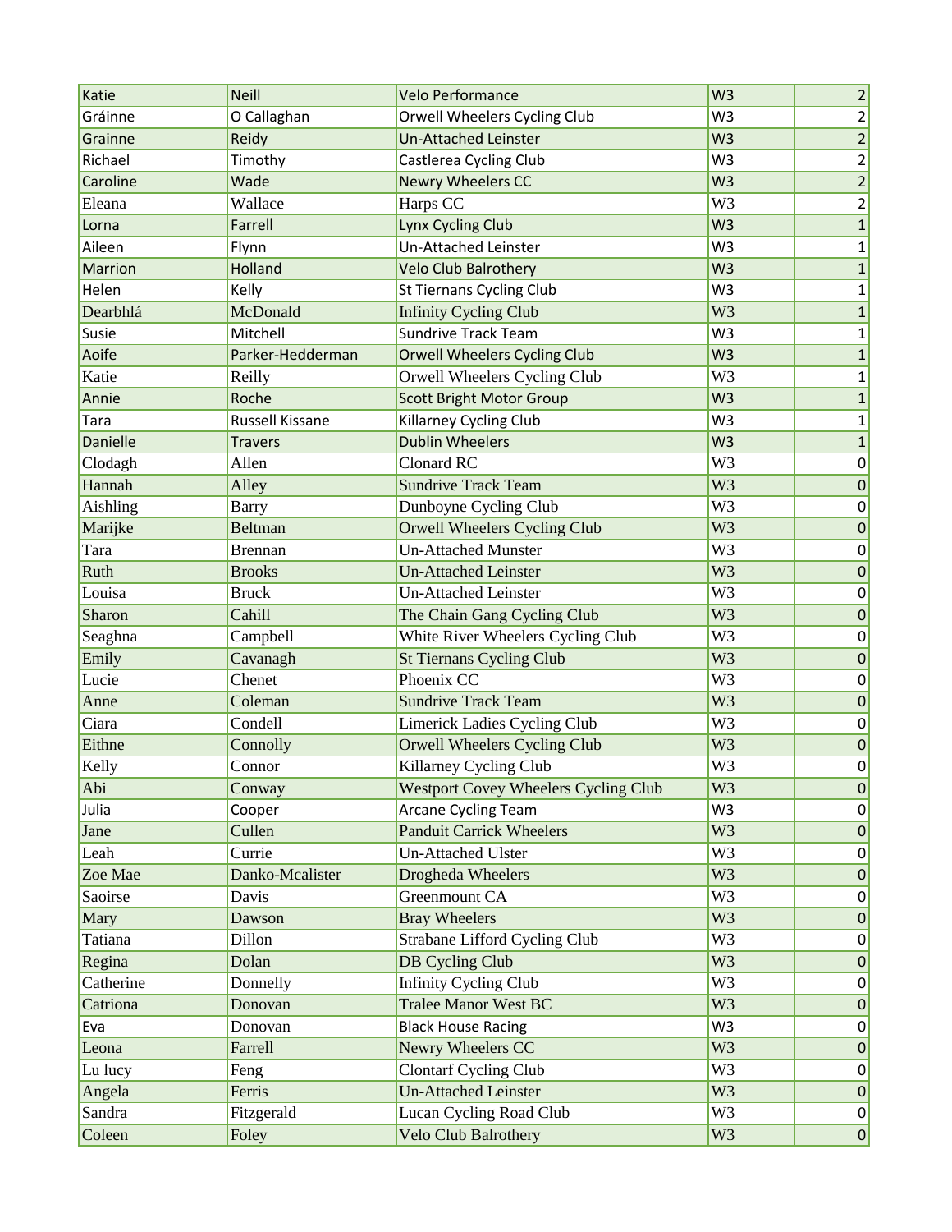| Katie | Neill | Velo Performance | W3 | 2 |
|---|---|---|---|---|
| Gráinne | O Callaghan | Orwell Wheelers Cycling Club | W3 | 2 |
| Grainne | Reidy | Un-Attached Leinster | W3 | 2 |
| Richael | Timothy | Castlerea Cycling Club | W3 | 2 |
| Caroline | Wade | Newry Wheelers CC | W3 | 2 |
| Eleana | Wallace | Harps CC | W3 | 2 |
| Lorna | Farrell | Lynx Cycling Club | W3 | 1 |
| Aileen | Flynn | Un-Attached Leinster | W3 | 1 |
| Marrion | Holland | Velo Club Balrothery | W3 | 1 |
| Helen | Kelly | St Tiernans Cycling Club | W3 | 1 |
| Dearbhlá | McDonald | Infinity Cycling Club | W3 | 1 |
| Susie | Mitchell | Sundrive Track Team | W3 | 1 |
| Aoife | Parker-Hedderman | Orwell Wheelers Cycling Club | W3 | 1 |
| Katie | Reilly | Orwell Wheelers Cycling Club | W3 | 1 |
| Annie | Roche | Scott Bright Motor Group | W3 | 1 |
| Tara | Russell Kissane | Killarney Cycling Club | W3 | 1 |
| Danielle | Travers | Dublin Wheelers | W3 | 1 |
| Clodagh | Allen | Clonard RC | W3 | 0 |
| Hannah | Alley | Sundrive Track Team | W3 | 0 |
| Aishling | Barry | Dunboyne Cycling Club | W3 | 0 |
| Marijke | Beltman | Orwell Wheelers Cycling Club | W3 | 0 |
| Tara | Brennan | Un-Attached Munster | W3 | 0 |
| Ruth | Brooks | Un-Attached Leinster | W3 | 0 |
| Louisa | Bruck | Un-Attached Leinster | W3 | 0 |
| Sharon | Cahill | The Chain Gang Cycling Club | W3 | 0 |
| Seaghna | Campbell | White River Wheelers Cycling Club | W3 | 0 |
| Emily | Cavanagh | St Tiernans Cycling Club | W3 | 0 |
| Lucie | Chenet | Phoenix CC | W3 | 0 |
| Anne | Coleman | Sundrive Track Team | W3 | 0 |
| Ciara | Condell | Limerick Ladies Cycling Club | W3 | 0 |
| Eithne | Connolly | Orwell Wheelers Cycling Club | W3 | 0 |
| Kelly | Connor | Killarney Cycling Club | W3 | 0 |
| Abi | Conway | Westport Covey Wheelers Cycling Club | W3 | 0 |
| Julia | Cooper | Arcane Cycling Team | W3 | 0 |
| Jane | Cullen | Panduit Carrick Wheelers | W3 | 0 |
| Leah | Currie | Un-Attached Ulster | W3 | 0 |
| Zoe Mae | Danko-Mcalister | Drogheda Wheelers | W3 | 0 |
| Saoirse | Davis | Greenmount CA | W3 | 0 |
| Mary | Dawson | Bray Wheelers | W3 | 0 |
| Tatiana | Dillon | Strabane Lifford Cycling Club | W3 | 0 |
| Regina | Dolan | DB Cycling Club | W3 | 0 |
| Catherine | Donnelly | Infinity Cycling Club | W3 | 0 |
| Catriona | Donovan | Tralee Manor West BC | W3 | 0 |
| Eva | Donovan | Black House Racing | W3 | 0 |
| Leona | Farrell | Newry Wheelers CC | W3 | 0 |
| Lu lucy | Feng | Clontarf Cycling Club | W3 | 0 |
| Angela | Ferris | Un-Attached Leinster | W3 | 0 |
| Sandra | Fitzgerald | Lucan Cycling Road Club | W3 | 0 |
| Coleen | Foley | Velo Club Balrothery | W3 | 0 |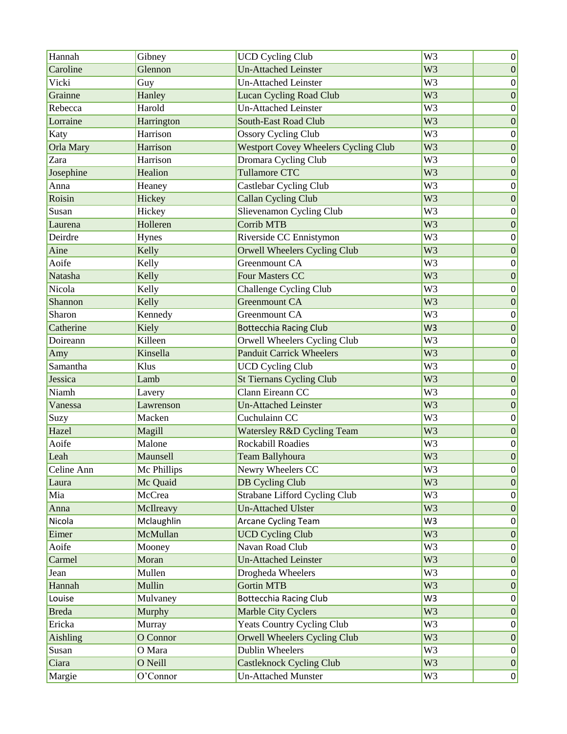| Hannah | Gibney | UCD Cycling Club | W3 | 0 |
|---|---|---|---|---|
| Caroline | Glennon | Un-Attached Leinster | W3 | 0 |
| Vicki | Guy | Un-Attached Leinster | W3 | 0 |
| Grainne | Hanley | Lucan Cycling Road Club | W3 | 0 |
| Rebecca | Harold | Un-Attached Leinster | W3 | 0 |
| Lorraine | Harrington | South-East Road Club | W3 | 0 |
| Katy | Harrison | Ossory Cycling Club | W3 | 0 |
| Orla Mary | Harrison | Westport Covey Wheelers Cycling Club | W3 | 0 |
| Zara | Harrison | Dromara Cycling Club | W3 | 0 |
| Josephine | Healion | Tullamore CTC | W3 | 0 |
| Anna | Heaney | Castlebar Cycling Club | W3 | 0 |
| Roisin | Hickey | Callan Cycling Club | W3 | 0 |
| Susan | Hickey | Slievenamon Cycling Club | W3 | 0 |
| Laurena | Holleren | Corrib MTB | W3 | 0 |
| Deirdre | Hynes | Riverside CC Ennistymon | W3 | 0 |
| Aine | Kelly | Orwell Wheelers Cycling Club | W3 | 0 |
| Aoife | Kelly | Greenmount CA | W3 | 0 |
| Natasha | Kelly | Four Masters CC | W3 | 0 |
| Nicola | Kelly | Challenge Cycling Club | W3 | 0 |
| Shannon | Kelly | Greenmount CA | W3 | 0 |
| Sharon | Kennedy | Greenmount CA | W3 | 0 |
| Catherine | Kiely | Bottecchia Racing Club | W3 | 0 |
| Doireann | Killeen | Orwell Wheelers Cycling Club | W3 | 0 |
| Amy | Kinsella | Panduit Carrick Wheelers | W3 | 0 |
| Samantha | Klus | UCD Cycling Club | W3 | 0 |
| Jessica | Lamb | St Tiernans Cycling Club | W3 | 0 |
| Niamh | Lavery | Clann Eireann CC | W3 | 0 |
| Vanessa | Lawrenson | Un-Attached Leinster | W3 | 0 |
| Suzy | Macken | Cuchulainn CC | W3 | 0 |
| Hazel | Magill | Watersley R&D Cycling Team | W3 | 0 |
| Aoife | Malone | Rockabill Roadies | W3 | 0 |
| Leah | Maunsell | Team Ballyhoura | W3 | 0 |
| Celine Ann | Mc Phillips | Newry Wheelers CC | W3 | 0 |
| Laura | Mc Quaid | DB Cycling Club | W3 | 0 |
| Mia | McCrea | Strabane Lifford Cycling Club | W3 | 0 |
| Anna | McIlreavy | Un-Attached Ulster | W3 | 0 |
| Nicola | Mclaughlin | Arcane Cycling Team | W3 | 0 |
| Eimer | McMullan | UCD Cycling Club | W3 | 0 |
| Aoife | Mooney | Navan Road Club | W3 | 0 |
| Carmel | Moran | Un-Attached Leinster | W3 | 0 |
| Jean | Mullen | Drogheda Wheelers | W3 | 0 |
| Hannah | Mullin | Gortin MTB | W3 | 0 |
| Louise | Mulvaney | Bottecchia Racing Club | W3 | 0 |
| Breda | Murphy | Marble City Cyclers | W3 | 0 |
| Ericka | Murray | Yeats Country Cycling Club | W3 | 0 |
| Aishling | O Connor | Orwell Wheelers Cycling Club | W3 | 0 |
| Susan | O Mara | Dublin Wheelers | W3 | 0 |
| Ciara | O Neill | Castleknock Cycling Club | W3 | 0 |
| Margie | O’Connor | Un-Attached Munster | W3 | 0 |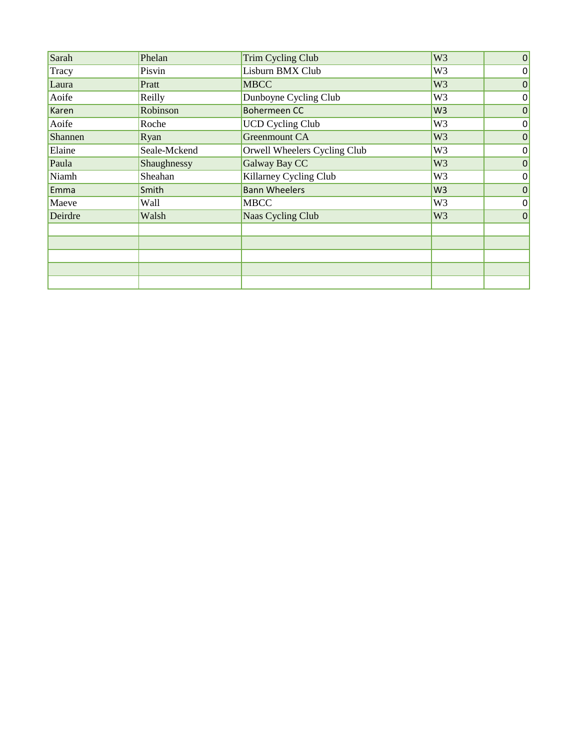| | | | | |
|---|---|---|---|---|
| Sarah | Phelan | Trim Cycling Club | W3 | 0 |
| Tracy | Pisvin | Lisburn BMX Club | W3 | 0 |
| Laura | Pratt | MBCC | W3 | 0 |
| Aoife | Reilly | Dunboyne Cycling Club | W3 | 0 |
| Karen | Robinson | Bohermeen CC | W3 | 0 |
| Aoife | Roche | UCD Cycling Club | W3 | 0 |
| Shannen | Ryan | Greenmount CA | W3 | 0 |
| Elaine | Seale-Mckend | Orwell Wheelers Cycling Club | W3 | 0 |
| Paula | Shaughnessy | Galway Bay CC | W3 | 0 |
| Niamh | Sheahan | Killarney Cycling Club | W3 | 0 |
| Emma | Smith | Bann Wheelers | W3 | 0 |
| Maeve | Wall | MBCC | W3 | 0 |
| Deirdre | Walsh | Naas Cycling Club | W3 | 0 |
| | | | | |
| | | | | |
| | | | | |
| | | | | |
| | | | | |